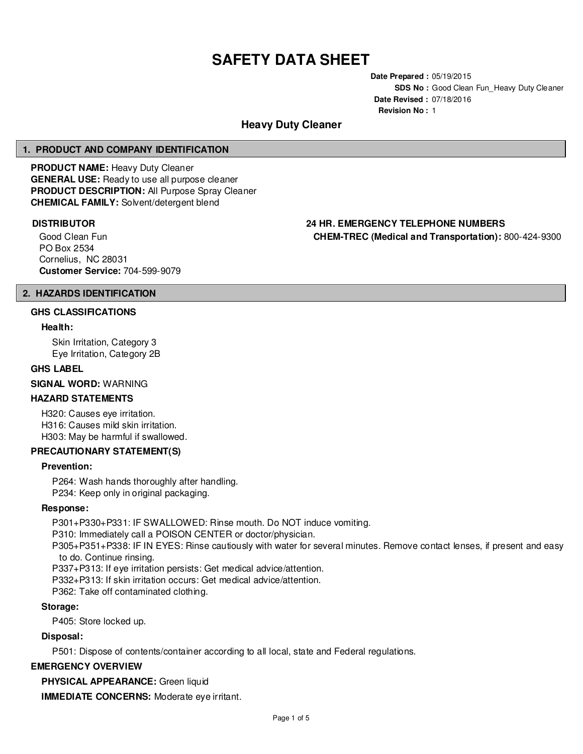# SAFETY DATA SHEET

**Date Prepared :** 05/19/2015
**SDS No :** Good Clean Fun_Heavy Duty Cleaner
**Date Revised :** 07/18/2016
**Revision No :** 1

## Heavy Duty Cleaner

## 1. PRODUCT AND COMPANY IDENTIFICATION

**PRODUCT NAME:** Heavy Duty Cleaner
**GENERAL USE:** Ready to use all purpose cleaner
**PRODUCT DESCRIPTION:** All Purpose Spray Cleaner
**CHEMICAL FAMILY:** Solvent/detergent blend

### DISTRIBUTOR

Good Clean Fun
PO Box 2534
Cornelius, NC 28031
**Customer Service:** 704-599-9079

### 24 HR. EMERGENCY TELEPHONE NUMBERS

**CHEM-TREC (Medical and Transportation):** 800-424-9300

## 2. HAZARDS IDENTIFICATION

### GHS CLASSIFICATIONS

**Health:**

Skin Irritation, Category 3
Eye Irritation, Category 2B

### GHS LABEL

**SIGNAL WORD:** WARNING

### HAZARD STATEMENTS

H320: Causes eye irritation.
H316: Causes mild skin irritation.
H303: May be harmful if swallowed.

### PRECAUTIONARY STATEMENT(S)

**Prevention:**

P264: Wash hands thoroughly after handling.
P234: Keep only in original packaging.

**Response:**

P301+P330+P331: IF SWALLOWED: Rinse mouth. Do NOT induce vomiting.
P310: Immediately call a POISON CENTER or doctor/physician.
P305+P351+P338: IF IN EYES: Rinse cautiously with water for several minutes. Remove contact lenses, if present and easy to do. Continue rinsing.
P337+P313: If eye irritation persists: Get medical advice/attention.
P332+P313: If skin irritation occurs: Get medical advice/attention.
P362: Take off contaminated clothing.

**Storage:**

P405: Store locked up.

**Disposal:**

P501: Dispose of contents/container according to all local, state and Federal regulations.

### EMERGENCY OVERVIEW

**PHYSICAL APPEARANCE:** Green liquid

**IMMEDIATE CONCERNS:** Moderate eye irritant.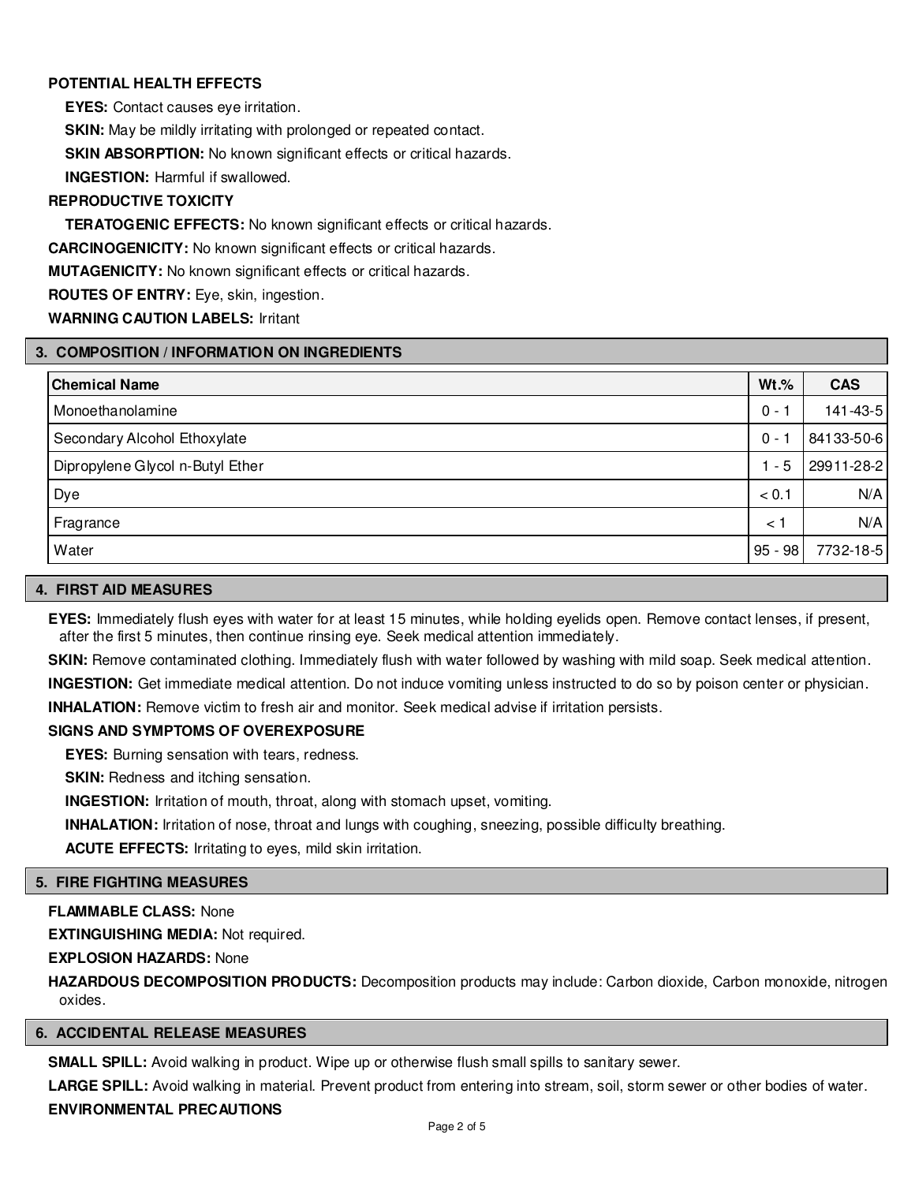**POTENTIAL HEALTH EFFECTS**

**EYES:** Contact causes eye irritation.

**SKIN:** May be mildly irritating with prolonged or repeated contact.

**SKIN ABSORPTION:** No known significant effects or critical hazards.

**INGESTION:** Harmful if swallowed.

**REPRODUCTIVE TOXICITY**

**TERATOGENIC EFFECTS:** No known significant effects or critical hazards.

**CARCINOGENICITY:** No known significant effects or critical hazards.

**MUTAGENICITY:** No known significant effects or critical hazards.

**ROUTES OF ENTRY:** Eye, skin, ingestion.

**WARNING CAUTION LABELS:** Irritant

## 3. COMPOSITION / INFORMATION ON INGREDIENTS

| Chemical Name | Wt.% | CAS |
|---|---|---|
| Monoethanolamine | 0 - 1 | 141-43-5 |
| Secondary Alcohol Ethoxylate | 0 - 1 | 84133-50-6 |
| Dipropylene Glycol n-Butyl Ether | 1 - 5 | 29911-28-2 |
| Dye | < 0.1 | N/A |
| Fragrance | < 1 | N/A |
| Water | 95 - 98 | 7732-18-5 |

## 4. FIRST AID MEASURES

**EYES:** Immediately flush eyes with water for at least 15 minutes, while holding eyelids open. Remove contact lenses, if present, after the first 5 minutes, then continue rinsing eye. Seek medical attention immediately.

**SKIN:** Remove contaminated clothing. Immediately flush with water followed by washing with mild soap. Seek medical attention.

**INGESTION:** Get immediate medical attention. Do not induce vomiting unless instructed to do so by poison center or physician.

**INHALATION:** Remove victim to fresh air and monitor. Seek medical advise if irritation persists.

**SIGNS AND SYMPTOMS OF OVEREXPOSURE**

**EYES:** Burning sensation with tears, redness.

**SKIN:** Redness and itching sensation.

**INGESTION:** Irritation of mouth, throat, along with stomach upset, vomiting.

**INHALATION:** Irritation of nose, throat and lungs with coughing, sneezing, possible difficulty breathing.

**ACUTE EFFECTS:** Irritating to eyes, mild skin irritation.

## 5. FIRE FIGHTING MEASURES

**FLAMMABLE CLASS:** None

**EXTINGUISHING MEDIA:** Not required.

**EXPLOSION HAZARDS:** None

**HAZARDOUS DECOMPOSITION PRODUCTS:** Decomposition products may include: Carbon dioxide, Carbon monoxide, nitrogen oxides.

## 6. ACCIDENTAL RELEASE MEASURES

**SMALL SPILL:** Avoid walking in product. Wipe up or otherwise flush small spills to sanitary sewer.

**LARGE SPILL:** Avoid walking in material. Prevent product from entering into stream, soil, storm sewer or other bodies of water.

**ENVIRONMENTAL PRECAUTIONS**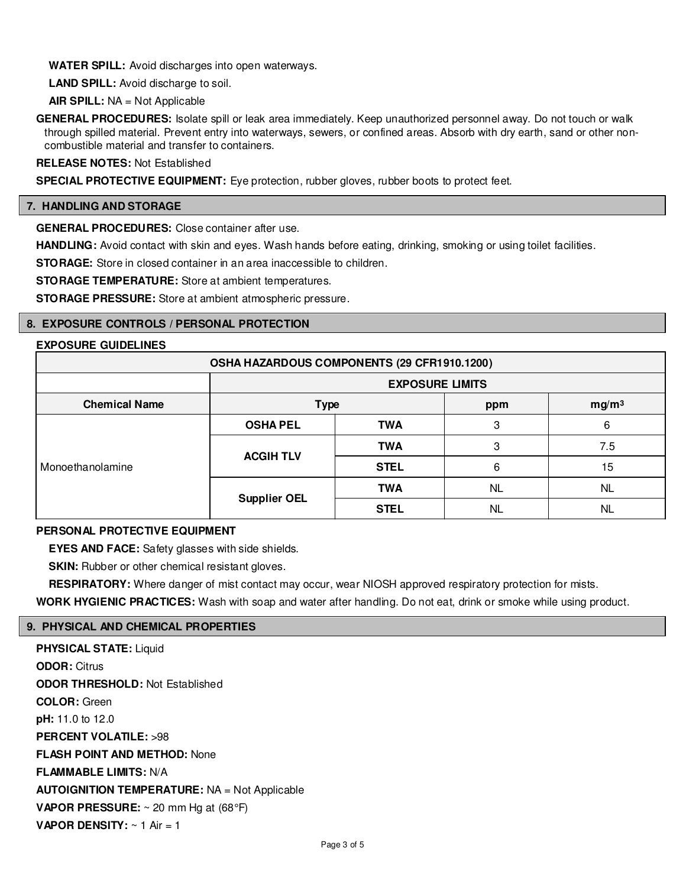**WATER SPILL:** Avoid discharges into open waterways.

**LAND SPILL:** Avoid discharge to soil.

**AIR SPILL:** NA = Not Applicable

**GENERAL PROCEDURES:** Isolate spill or leak area immediately. Keep unauthorized personnel away. Do not touch or walk through spilled material. Prevent entry into waterways, sewers, or confined areas. Absorb with dry earth, sand or other non-combustible material and transfer to containers.

**RELEASE NOTES:** Not Established

**SPECIAL PROTECTIVE EQUIPMENT:** Eye protection, rubber gloves, rubber boots to protect feet.

## 7. HANDLING AND STORAGE

**GENERAL PROCEDURES:** Close container after use.

**HANDLING:** Avoid contact with skin and eyes. Wash hands before eating, drinking, smoking or using toilet facilities.

**STORAGE:** Store in closed container in an area inaccessible to children.

**STORAGE TEMPERATURE:** Store at ambient temperatures.

**STORAGE PRESSURE:** Store at ambient atmospheric pressure.

## 8. EXPOSURE CONTROLS / PERSONAL PROTECTION

**EXPOSURE GUIDELINES**

| OSHA HAZARDOUS COMPONENTS (29 CFR1910.1200) | | | | |
|---|---|---|---|---|
| | EXPOSURE LIMITS | | | |
| Chemical Name | Type | | ppm | mg/m³ |
| Monoethanolamine | OSHA PEL | TWA | 3 | 6 |
| | ACGIH TLV | TWA | 3 | 7.5 |
| | | STEL | 6 | 15 |
| | Supplier OEL | TWA | NL | NL |
| | | STEL | NL | NL |

**PERSONAL PROTECTIVE EQUIPMENT**

**EYES AND FACE:** Safety glasses with side shields.

**SKIN:** Rubber or other chemical resistant gloves.

**RESPIRATORY:** Where danger of mist contact may occur, wear NIOSH approved respiratory protection for mists.

**WORK HYGIENIC PRACTICES:** Wash with soap and water after handling. Do not eat, drink or smoke while using product.

## 9. PHYSICAL AND CHEMICAL PROPERTIES

**PHYSICAL STATE:** Liquid

**ODOR:** Citrus

**ODOR THRESHOLD:** Not Established

**COLOR:** Green

**pH:** 11.0 to 12.0

**PERCENT VOLATILE:** >98

**FLASH POINT AND METHOD:** None

**FLAMMABLE LIMITS:** N/A

**AUTOIGNITION TEMPERATURE:** NA = Not Applicable

**VAPOR PRESSURE:** ~ 20 mm Hg at (68°F)

**VAPOR DENSITY:** ~ 1 Air = 1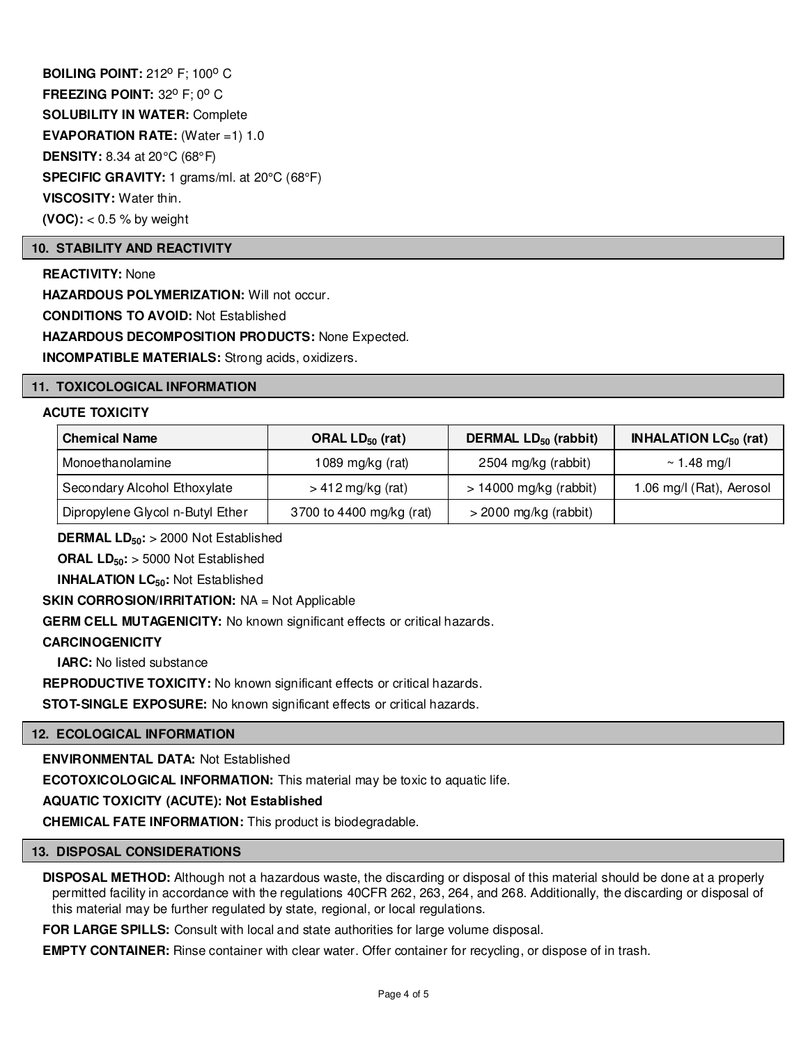**BOILING POINT:** 212$^{o}$ F; 100$^{o}$ C

**FREEZING POINT:** 32$^{o}$ F; 0$^{o}$ C

**SOLUBILITY IN WATER:** Complete

**EVAPORATION RATE:** (Water =1) 1.0

**DENSITY:** 8.34 at 20°C (68°F)

**SPECIFIC GRAVITY:** 1 grams/ml. at 20°C (68°F)

**VISCOSITY:** Water thin.

**(VOC):** < 0.5 % by weight

## 10. STABILITY AND REACTIVITY

**REACTIVITY:** None

**HAZARDOUS POLYMERIZATION:** Will not occur.

**CONDITIONS TO AVOID:** Not Established

**HAZARDOUS DECOMPOSITION PRODUCTS:** None Expected.

**INCOMPATIBLE MATERIALS:** Strong acids, oxidizers.

## 11. TOXICOLOGICAL INFORMATION

**ACUTE TOXICITY**

| Chemical Name | ORAL $LD_{50}$ (rat) | DERMAL $LD_{50}$ (rabbit) | INHALATION $LC_{50}$ (rat) |
|---|---|---|---|
| Monoethanolamine | 1089 mg/kg (rat) | 2504 mg/kg (rabbit) | ~ 1.48 mg/l |
| Secondary Alcohol Ethoxylate | > 412 mg/kg (rat) | > 14000 mg/kg (rabbit) | 1.06 mg/l (Rat), Aerosol |
| Dipropylene Glycol n-Butyl Ether | 3700 to 4400 mg/kg (rat) | > 2000 mg/kg (rabbit) | |

**DERMAL $LD_{50}$:** > 2000 Not Established

**ORAL $LD_{50}$:** > 5000 Not Established

**INHALATION $LC_{50}$:** Not Established

**SKIN CORROSION/IRRITATION:** NA = Not Applicable

**GERM CELL MUTAGENICITY:** No known significant effects or critical hazards.

**CARCINOGENICITY**

**IARC:** No listed substance

**REPRODUCTIVE TOXICITY:** No known significant effects or critical hazards.

**STOT-SINGLE EXPOSURE:** No known significant effects or critical hazards.

## 12. ECOLOGICAL INFORMATION

**ENVIRONMENTAL DATA:** Not Established

**ECOTOXICOLOGICAL INFORMATION:** This material may be toxic to aquatic life.

**AQUATIC TOXICITY (ACUTE): Not Established**

**CHEMICAL FATE INFORMATION:** This product is biodegradable.

## 13. DISPOSAL CONSIDERATIONS

**DISPOSAL METHOD:** Although not a hazardous waste, the discarding or disposal of this material should be done at a properly permitted facility in accordance with the regulations 40CFR 262, 263, 264, and 268. Additionally, the discarding or disposal of this material may be further regulated by state, regional, or local regulations.

**FOR LARGE SPILLS:** Consult with local and state authorities for large volume disposal.

**EMPTY CONTAINER:** Rinse container with clear water. Offer container for recycling, or dispose of in trash.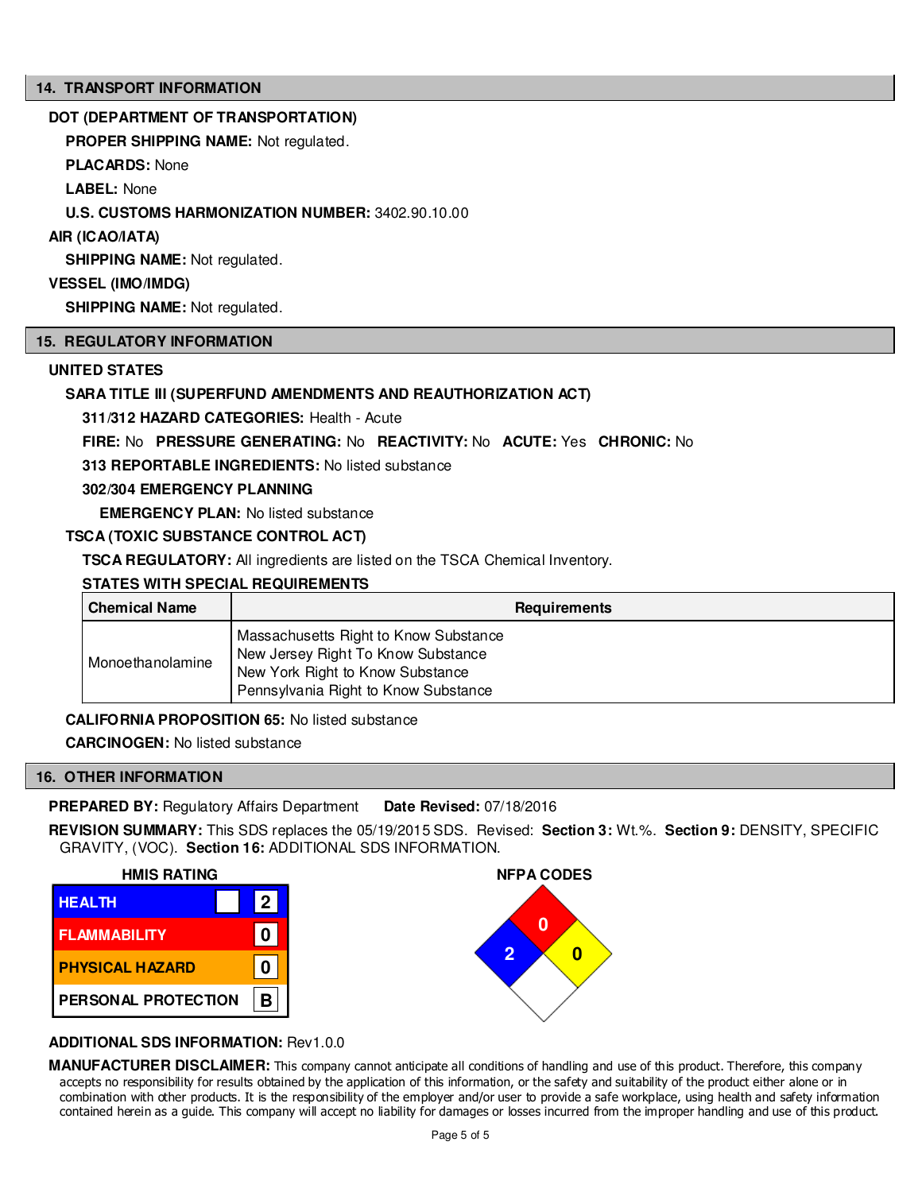## 14. TRANSPORT INFORMATION

**DOT (DEPARTMENT OF TRANSPORTATION)**

**PROPER SHIPPING NAME:** Not regulated.

**PLACARDS:** None

**LABEL:** None

**U.S. CUSTOMS HARMONIZATION NUMBER:** 3402.90.10.00

**AIR (ICAO/IATA)**

**SHIPPING NAME:** Not regulated.

**VESSEL (IMO/IMDG)**

**SHIPPING NAME:** Not regulated.

## 15. REGULATORY INFORMATION

**UNITED STATES**

**SARA TITLE III (SUPERFUND AMENDMENTS AND REAUTHORIZATION ACT)**

**311/312 HAZARD CATEGORIES:** Health - Acute

**FIRE:** No **PRESSURE GENERATING:** No **REACTIVITY:** No **ACUTE:** Yes **CHRONIC:** No

**313 REPORTABLE INGREDIENTS:** No listed substance

**302/304 EMERGENCY PLANNING**

**EMERGENCY PLAN:** No listed substance

**TSCA (TOXIC SUBSTANCE CONTROL ACT)**

**TSCA REGULATORY:** All ingredients are listed on the TSCA Chemical Inventory.

**STATES WITH SPECIAL REQUIREMENTS**

| Chemical Name | Requirements |
|---|---|
| Monoethanolamine | Massachusetts Right to Know Substance<br>New Jersey Right To Know Substance<br>New York Right to Know Substance<br>Pennsylvania Right to Know Substance |

**CALIFORNIA PROPOSITION 65:** No listed substance

**CARCINOGEN:** No listed substance

## 16. OTHER INFORMATION

**PREPARED BY:** Regulatory Affairs Department **Date Revised:** 07/18/2016

**REVISION SUMMARY:** This SDS replaces the 05/19/2015 SDS. Revised: **Section 3:** Wt.%. **Section 9:** DENSITY, SPECIFIC GRAVITY, (VOC). **Section 16:** ADDITIONAL SDS INFORMATION.

**HMIS RATING**

| | |
|---|---|
| HEALTH | 2 |
| FLAMMABILITY | 0 |
| PHYSICAL HAZARD | 0 |
| PERSONAL PROTECTION | B |

**NFPA CODES**

0
2
0

**ADDITIONAL SDS INFORMATION:** Rev1.0.0

**MANUFACTURER DISCLAIMER:** This company cannot anticipate all conditions of handling and use of this product. Therefore, this company accepts no responsibility for results obtained by the application of this information, or the safety and suitability of the product either alone or in combination with other products. It is the responsibility of the employer and/or user to provide a safe workplace, using health and safety information contained herein as a guide. This company will accept no liability for damages or losses incurred from the improper handling and use of this product.